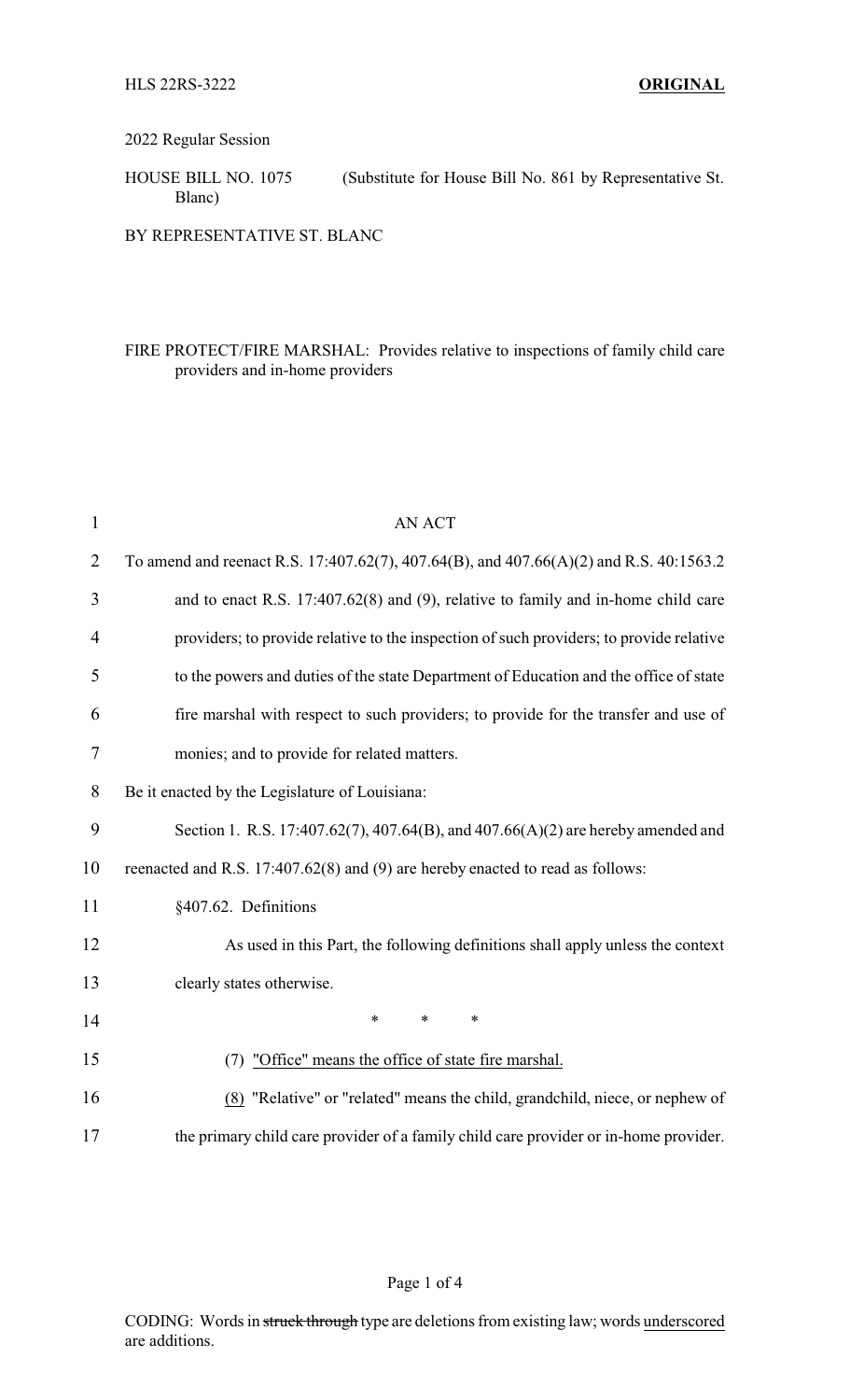HLS 22RS-3222 **ORIGINAL**

2022 Regular Session

HOUSE BILL NO. 1075 (Substitute for House Bill No. 861 by Representative St. Blanc)

BY REPRESENTATIVE ST. BLANC

FIRE PROTECT/FIRE MARSHAL: Provides relative to inspections of family child care providers and in-home providers

AN ACT

To amend and reenact R.S. 17:407.62(7), 407.64(B), and 407.66(A)(2) and R.S. 40:1563.2 and to enact R.S. 17:407.62(8) and (9), relative to family and in-home child care providers; to provide relative to the inspection of such providers; to provide relative to the powers and duties of the state Department of Education and the office of state fire marshal with respect to such providers; to provide for the transfer and use of monies; and to provide for related matters.

Be it enacted by the Legislature of Louisiana:

Section 1. R.S. 17:407.62(7), 407.64(B), and 407.66(A)(2) are hereby amended and reenacted and R.S. 17:407.62(8) and (9) are hereby enacted to read as follows:

§407.62. Definitions

As used in this Part, the following definitions shall apply unless the context clearly states otherwise.

\* \* \*

(7) <u>"Office" means the office of state fire marshal.</u>

<u>(8)</u> "Relative" or "related" means the child, grandchild, niece, or nephew of the primary child care provider of a family child care provider or in-home provider.

CODING: Words in ~~struck through~~ type are deletions from existing law; words <u>underscored</u> are additions.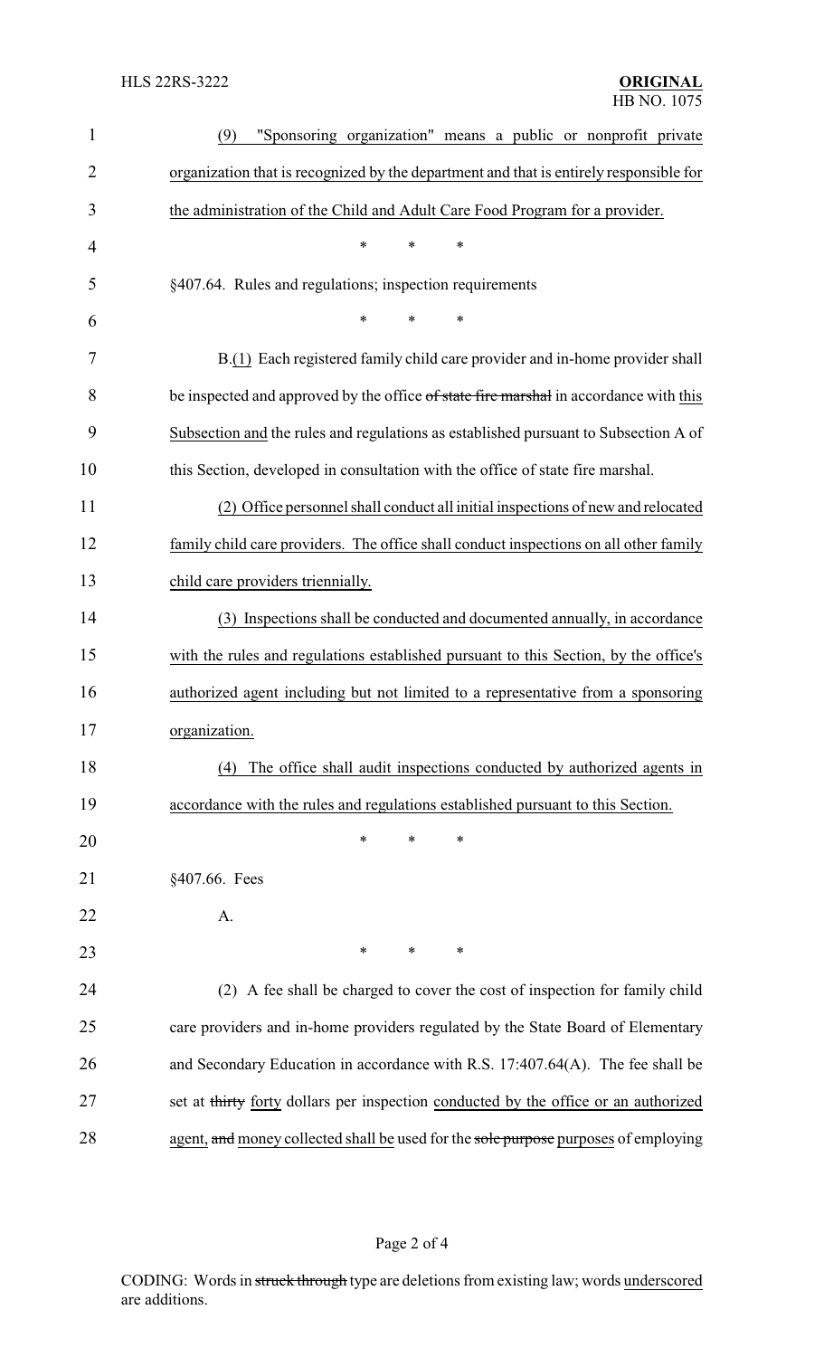(9) "Sponsoring organization" means a public or nonprofit private organization that is recognized by the department and that is entirely responsible for the administration of the Child and Adult Care Food Program for a provider.

\* \* \*

§407.64. Rules and regulations; inspection requirements

\* \* \*

B.(1) Each registered family child care provider and in-home provider shall be inspected and approved by the office ~~of state fire marshal~~ in accordance with this Subsection and the rules and regulations as established pursuant to Subsection A of this Section, developed in consultation with the office of state fire marshal.

(2) Office personnel shall conduct all initial inspections of new and relocated family child care providers. The office shall conduct inspections on all other family child care providers triennially.

(3) Inspections shall be conducted and documented annually, in accordance with the rules and regulations established pursuant to this Section, by the office's authorized agent including but not limited to a representative from a sponsoring organization.

(4) The office shall audit inspections conducted by authorized agents in accordance with the rules and regulations established pursuant to this Section.

\* \* \*

§407.66. Fees

A.

\* \* \*

(2) A fee shall be charged to cover the cost of inspection for family child care providers and in-home providers regulated by the State Board of Elementary and Secondary Education in accordance with R.S. 17:407.64(A). The fee shall be set at ~~thirty~~ forty dollars per inspection conducted by the office or an authorized agent, ~~and~~ money collected shall be used for the ~~sole purpose~~ purposes of employing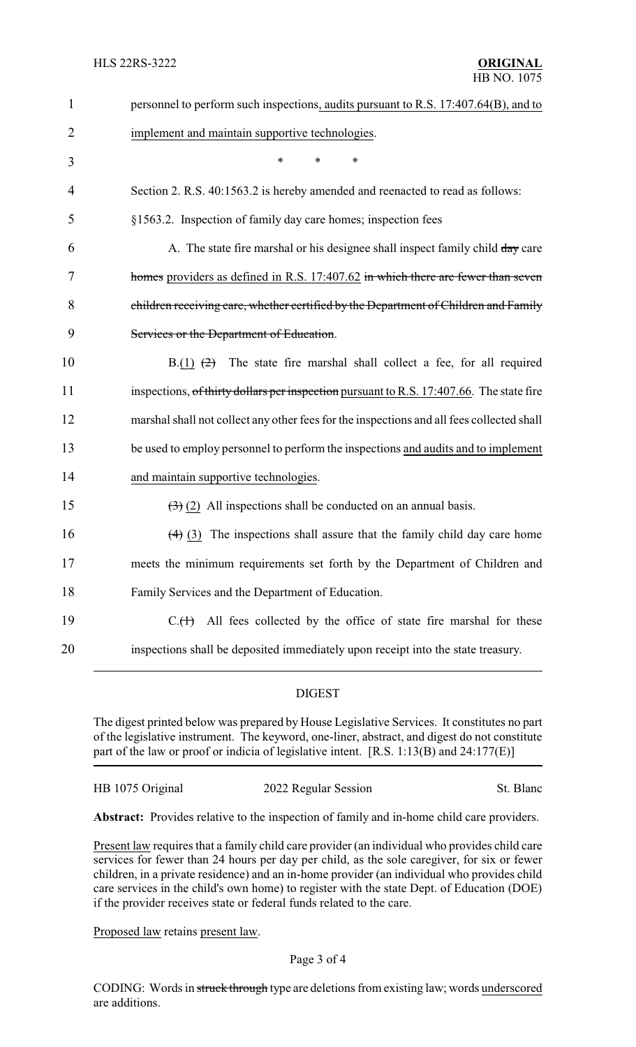personnel to perform such inspections, audits pursuant to R.S. 17:407.64(B), and to implement and maintain supportive technologies.

\* \* \*

Section 2. R.S. 40:1563.2 is hereby amended and reenacted to read as follows:

§1563.2. Inspection of family day care homes; inspection fees

A. The state fire marshal or his designee shall inspect family child ~~day~~ care ~~homes~~ providers as defined in R.S. 17:407.62 ~~in which there are fewer than seven children receiving care, whether certified by the Department of Children and Family Services or the Department of Education~~.

B.(1) ~~(2)~~ The state fire marshal shall collect a fee, for all required inspections, ~~of thirty dollars per inspection~~ pursuant to R.S. 17:407.66. The state fire marshal shall not collect any other fees for the inspections and all fees collected shall be used to employ personnel to perform the inspections and audits and to implement and maintain supportive technologies.

~~(3)~~ (2) All inspections shall be conducted on an annual basis.

~~(4)~~ (3) The inspections shall assure that the family child day care home meets the minimum requirements set forth by the Department of Children and Family Services and the Department of Education.

C.~~(1)~~ All fees collected by the office of state fire marshal for these inspections shall be deposited immediately upon receipt into the state treasury.

## DIGEST

The digest printed below was prepared by House Legislative Services. It constitutes no part of the legislative instrument. The keyword, one-liner, abstract, and digest do not constitute part of the law or proof or indicia of legislative intent. [R.S. 1:13(B) and 24:177(E)]

HB 1075 Original | 2022 Regular Session | St. Blanc

**Abstract:** Provides relative to the inspection of family and in-home child care providers.

Present law requires that a family child care provider (an individual who provides child care services for fewer than 24 hours per day per child, as the sole caregiver, for six or fewer children, in a private residence) and an in-home provider (an individual who provides child care services in the child's own home) to register with the state Dept. of Education (DOE) if the provider receives state or federal funds related to the care.

Proposed law retains present law.

CODING: Words in ~~struck through~~ type are deletions from existing law; words underscored are additions.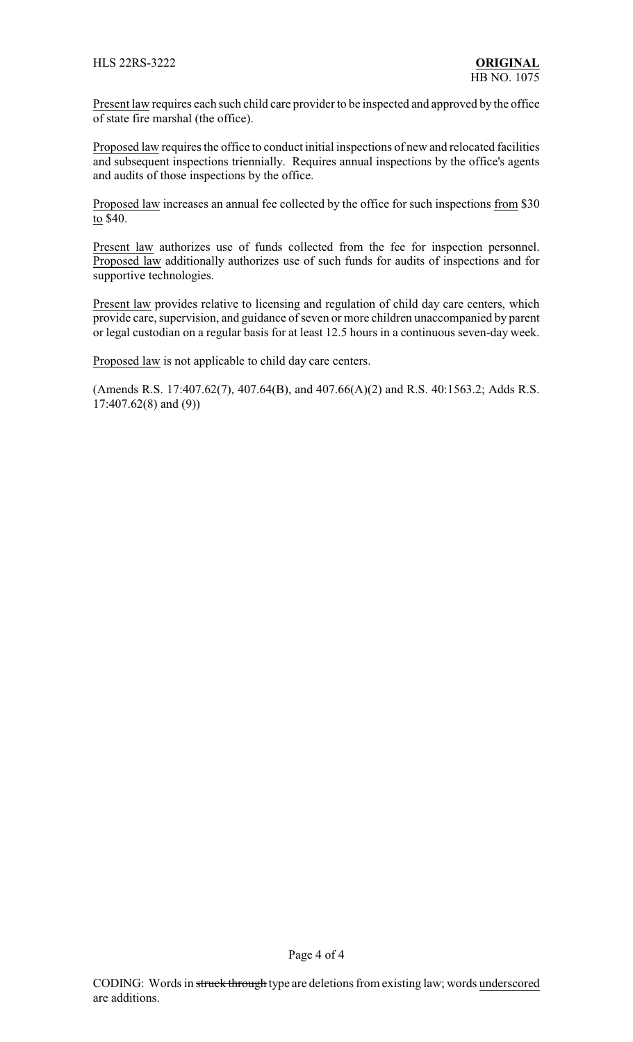Present law requires each such child care provider to be inspected and approved by the office of state fire marshal (the office).

Proposed law requires the office to conduct initial inspections of new and relocated facilities and subsequent inspections triennially. Requires annual inspections by the office's agents and audits of those inspections by the office.

Proposed law increases an annual fee collected by the office for such inspections from $30 to $40.

Present law authorizes use of funds collected from the fee for inspection personnel. Proposed law additionally authorizes use of such funds for audits of inspections and for supportive technologies.

Present law provides relative to licensing and regulation of child day care centers, which provide care, supervision, and guidance of seven or more children unaccompanied by parent or legal custodian on a regular basis for at least 12.5 hours in a continuous seven-day week.

Proposed law is not applicable to child day care centers.

(Amends R.S. 17:407.62(7), 407.64(B), and 407.66(A)(2) and R.S. 40:1563.2; Adds R.S. 17:407.62(8) and (9))

CODING: Words in ~~struck through~~ type are deletions from existing law; words underscored are additions.